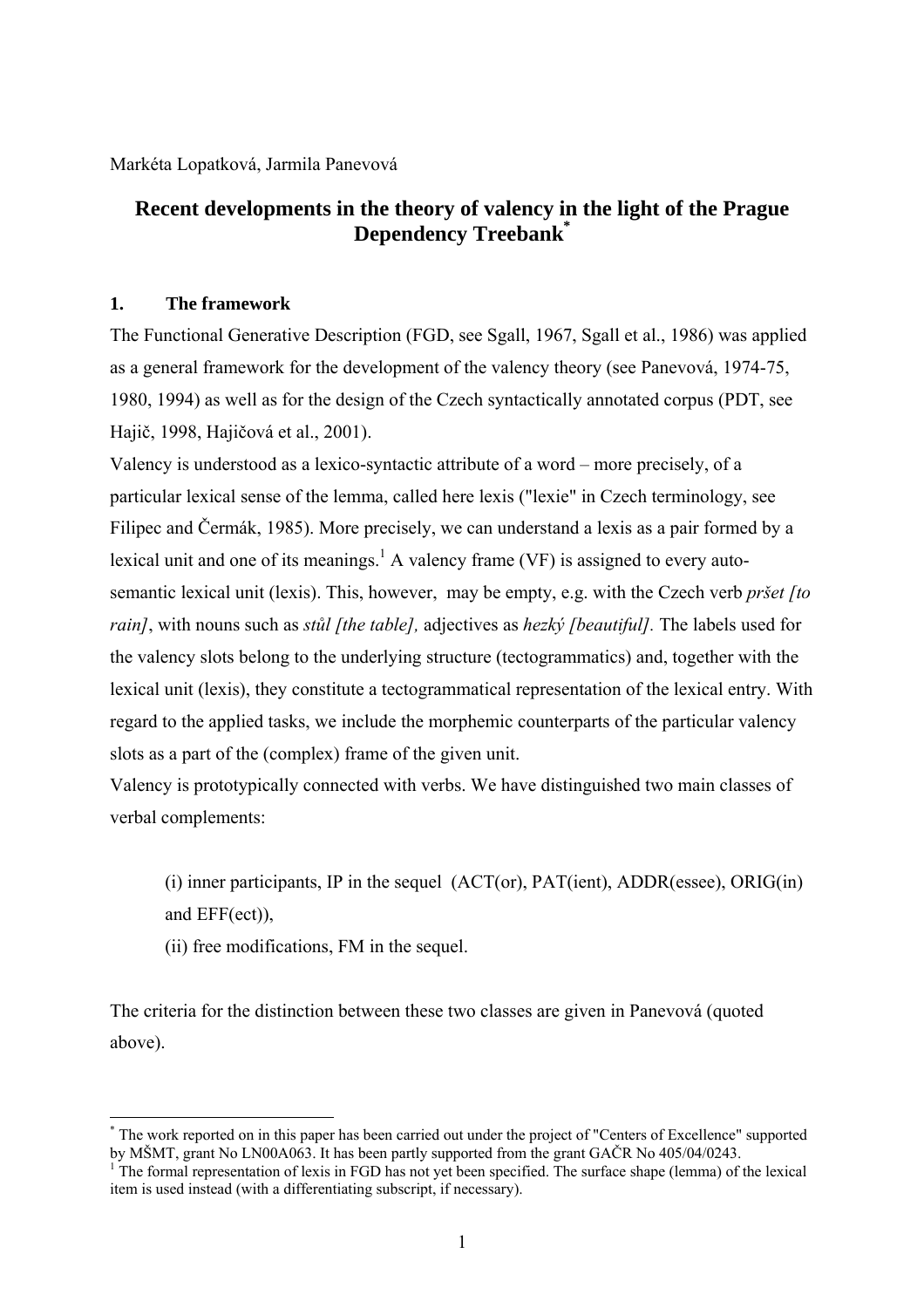Markéta Lopatková, Jarmila Panevová

# Recent developments in the theory of valency in the light of the Prague Dependency Treebank[*]

## 1. The framework

The Functional Generative Description (FGD, see Sgall, 1967, Sgall et al., 1986) was applied as a general framework for the development of the valency theory (see Panevová, 1974-75, 1980, 1994) as well as for the design of the Czech syntactically annotated corpus (PDT, see Hajič, 1998, Hajičová et al., 2001).

Valency is understood as a lexico-syntactic attribute of a word – more precisely, of a particular lexical sense of the lemma, called here lexis ("lexie" in Czech terminology, see Filipec and Čermák, 1985). More precisely, we can understand a lexis as a pair formed by a lexical unit and one of its meanings.[1] A valency frame (VF) is assigned to every auto-semantic lexical unit (lexis). This, however, may be empty, e.g. with the Czech verb *pršet [to rain]*, with nouns such as *stůl [the table],* adjectives as *hezký [beautiful].* The labels used for the valency slots belong to the underlying structure (tectogrammatics) and, together with the lexical unit (lexis), they constitute a tectogrammatical representation of the lexical entry. With regard to the applied tasks, we include the morphemic counterparts of the particular valency slots as a part of the (complex) frame of the given unit.

Valency is prototypically connected with verbs. We have distinguished two main classes of verbal complements:

(i) inner participants, IP in the sequel (ACT(or), PAT(ient), ADDR(essee), ORIG(in) and EFF(ect)),

(ii) free modifications, FM in the sequel.

The criteria for the distinction between these two classes are given in Panevová (quoted above).

[*] The work reported on in this paper has been carried out under the project of "Centers of Excellence" supported by MŠMT, grant No LN00A063. It has been partly supported from the grant GAČR No 405/04/0243.

[1] The formal representation of lexis in FGD has not yet been specified. The surface shape (lemma) of the lexical item is used instead (with a differentiating subscript, if necessary).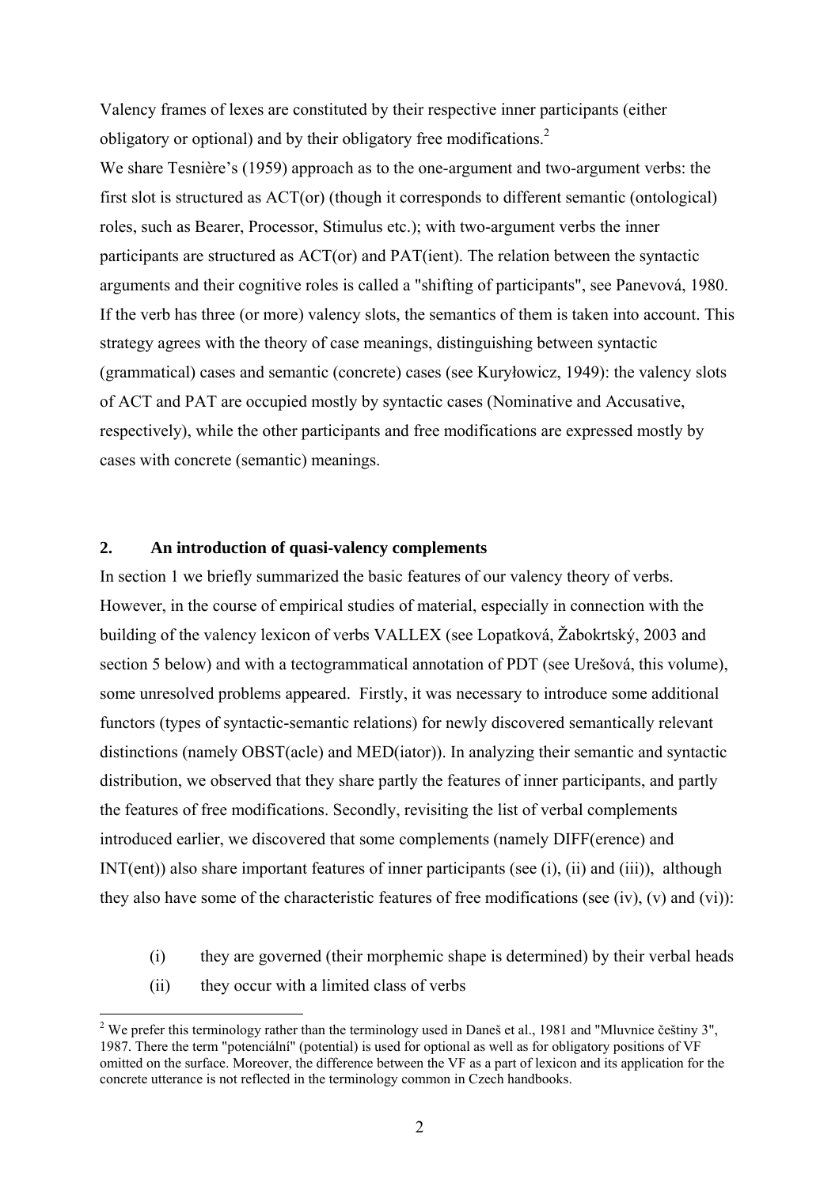Valency frames of lexes are constituted by their respective inner participants (either obligatory or optional) and by their obligatory free modifications.[2]

We share Tesnière's (1959) approach as to the one-argument and two-argument verbs: the first slot is structured as ACT(or) (though it corresponds to different semantic (ontological) roles, such as Bearer, Processor, Stimulus etc.); with two-argument verbs the inner participants are structured as ACT(or) and PAT(ient). The relation between the syntactic arguments and their cognitive roles is called a "shifting of participants", see Panevová, 1980. If the verb has three (or more) valency slots, the semantics of them is taken into account. This strategy agrees with the theory of case meanings, distinguishing between syntactic (grammatical) cases and semantic (concrete) cases (see Kuryłowicz, 1949): the valency slots of ACT and PAT are occupied mostly by syntactic cases (Nominative and Accusative, respectively), while the other participants and free modifications are expressed mostly by cases with concrete (semantic) meanings.

## 2. An introduction of quasi-valency complements

In section 1 we briefly summarized the basic features of our valency theory of verbs. However, in the course of empirical studies of material, especially in connection with the building of the valency lexicon of verbs VALLEX (see Lopatková, Žabokrtský, 2003 and section 5 below) and with a tectogrammatical annotation of PDT (see Urešová, this volume), some unresolved problems appeared. Firstly, it was necessary to introduce some additional functors (types of syntactic-semantic relations) for newly discovered semantically relevant distinctions (namely OBST(acle) and MED(iator)). In analyzing their semantic and syntactic distribution, we observed that they share partly the features of inner participants, and partly the features of free modifications. Secondly, revisiting the list of verbal complements introduced earlier, we discovered that some complements (namely DIFF(erence) and INT(ent)) also share important features of inner participants (see (i), (ii) and (iii)), although they also have some of the characteristic features of free modifications (see (iv), (v) and (vi)):

(i) they are governed (their morphemic shape is determined) by their verbal heads

(ii) they occur with a limited class of verbs

[2] We prefer this terminology rather than the terminology used in Daneš et al., 1981 and "Mluvnice češtiny 3", 1987. There the term "potenciální" (potential) is used for optional as well as for obligatory positions of VF omitted on the surface. Moreover, the difference between the VF as a part of lexicon and its application for the concrete utterance is not reflected in the terminology common in Czech handbooks.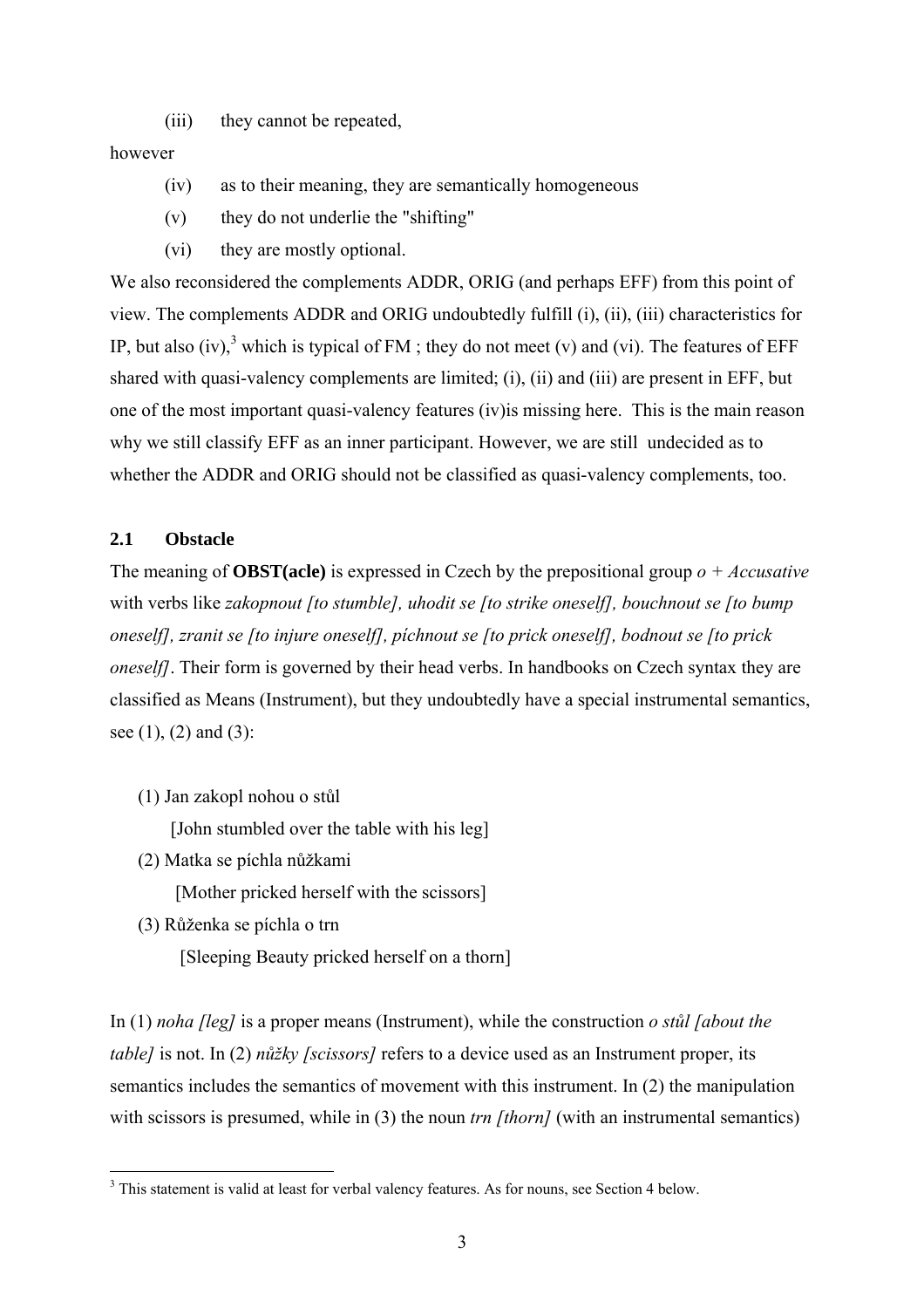(iii) they cannot be repeated,

however

(iv) as to their meaning, they are semantically homogeneous

(v) they do not underlie the "shifting"

(vi) they are mostly optional.

We also reconsidered the complements ADDR, ORIG (and perhaps EFF) from this point of view. The complements ADDR and ORIG undoubtedly fulfill (i), (ii), (iii) characteristics for IP, but also (iv),[3] which is typical of FM ; they do not meet (v) and (vi). The features of EFF shared with quasi-valency complements are limited; (i), (ii) and (iii) are present in EFF, but one of the most important quasi-valency features (iv)is missing here. This is the main reason why we still classify EFF as an inner participant. However, we are still undecided as to whether the ADDR and ORIG should not be classified as quasi-valency complements, too.

## 2.1 Obstacle

The meaning of **OBST(acle)** is expressed in Czech by the prepositional group *o + Accusative* with verbs like *zakopnout [to stumble], uhodit se [to strike oneself], bouchnout se [to bump oneself], zranit se [to injure oneself], píchnout se [to prick oneself], bodnout se [to prick oneself]*. Their form is governed by their head verbs. In handbooks on Czech syntax they are classified as Means (Instrument), but they undoubtedly have a special instrumental semantics, see (1), (2) and (3):

(1) Jan zakopl nohou o stůl
[John stumbled over the table with his leg]

(2) Matka se píchla nůžkami
[Mother pricked herself with the scissors]

(3) Růženka se píchla o trn
[Sleeping Beauty pricked herself on a thorn]

In (1) *noha [leg]* is a proper means (Instrument), while the construction *o stůl [about the table]* is not. In (2) *nůžky [scissors]* refers to a device used as an Instrument proper, its semantics includes the semantics of movement with this instrument. In (2) the manipulation with scissors is presumed, while in (3) the noun *trn [thorn]* (with an instrumental semantics)

[3] This statement is valid at least for verbal valency features. As for nouns, see Section 4 below.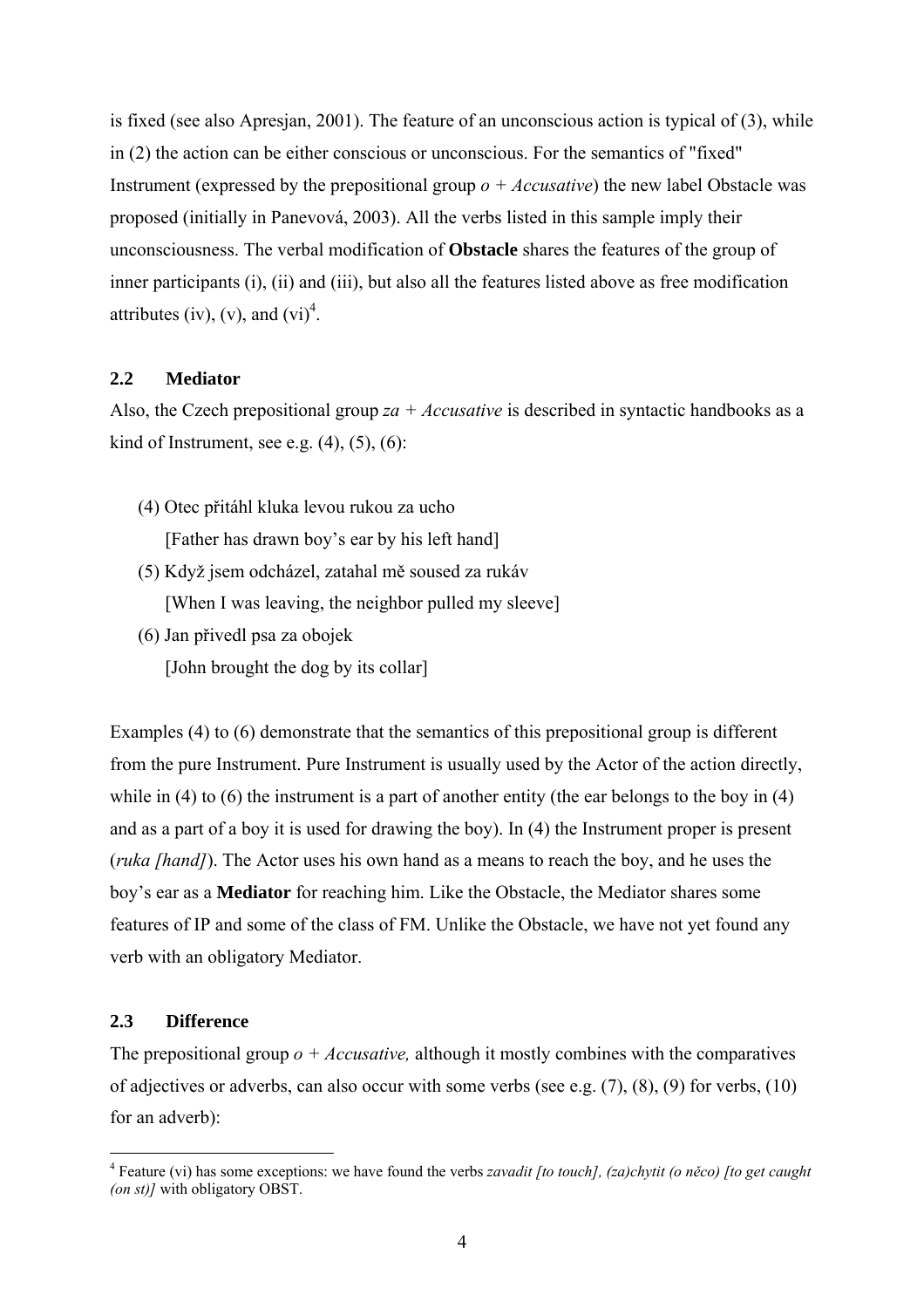is fixed (see also Apresjan, 2001). The feature of an unconscious action is typical of (3), while in (2) the action can be either conscious or unconscious. For the semantics of "fixed" Instrument (expressed by the prepositional group *o + Accusative*) the new label Obstacle was proposed (initially in Panevová, 2003). All the verbs listed in this sample imply their unconsciousness. The verbal modification of **Obstacle** shares the features of the group of inner participants (i), (ii) and (iii), but also all the features listed above as free modification attributes (iv), (v), and (vi)[4].

## 2.2 Mediator

Also, the Czech prepositional group *za + Accusative* is described in syntactic handbooks as a kind of Instrument, see e.g. (4), (5), (6):

(4) Otec přitáhl kluka levou rukou za ucho
  [Father has drawn boy's ear by his left hand]

(5) Když jsem odcházel, zatahal mě soused za rukáv
  [When I was leaving, the neighbor pulled my sleeve]

(6) Jan přivedl psa za obojek
  [John brought the dog by its collar]

Examples (4) to (6) demonstrate that the semantics of this prepositional group is different from the pure Instrument. Pure Instrument is usually used by the Actor of the action directly, while in (4) to (6) the instrument is a part of another entity (the ear belongs to the boy in (4) and as a part of a boy it is used for drawing the boy). In (4) the Instrument proper is present (*ruka [hand]*). The Actor uses his own hand as a means to reach the boy, and he uses the boy's ear as a **Mediator** for reaching him. Like the Obstacle, the Mediator shares some features of IP and some of the class of FM. Unlike the Obstacle, we have not yet found any verb with an obligatory Mediator.

## 2.3 Difference

The prepositional group *o + Accusative,* although it mostly combines with the comparatives of adjectives or adverbs, can also occur with some verbs (see e.g. (7), (8), (9) for verbs, (10) for an adverb):

---

[4] Feature (vi) has some exceptions: we have found the verbs *zavadit [to touch], (za)chytit (o něco) [to get caught (on st)]* with obligatory OBST.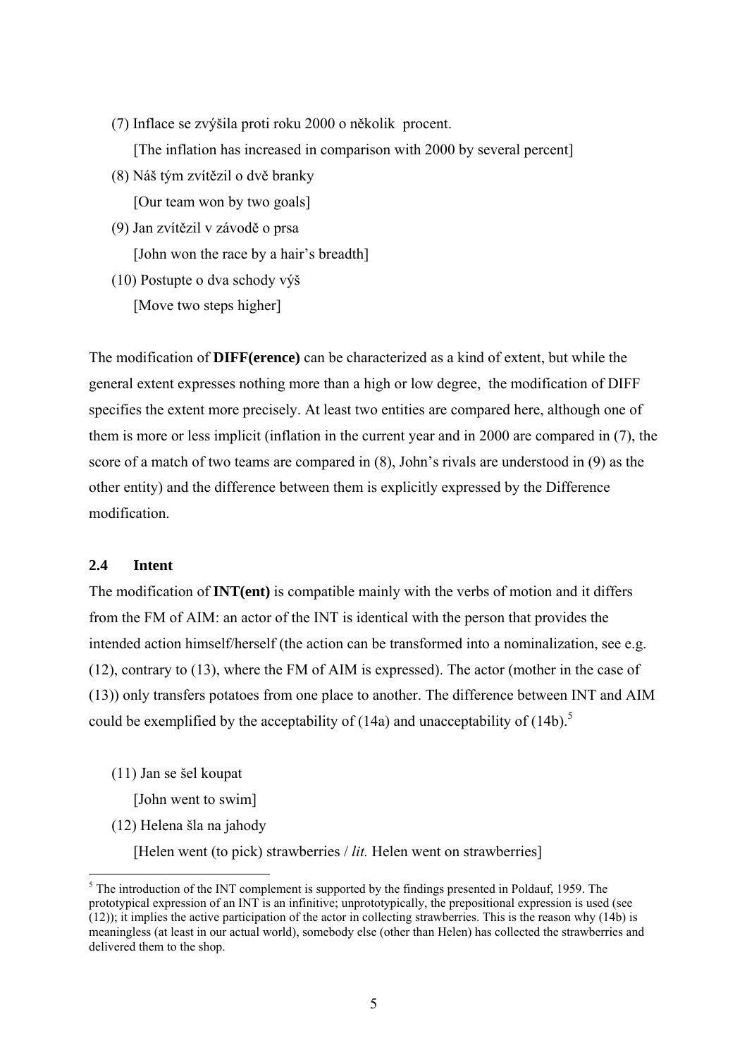(7) Inflace se zvýšila proti roku 2000 o několik  procent.

[The inflation has increased in comparison with 2000 by several percent]

(8) Náš tým zvítězil o dvě branky

[Our team won by two goals]

(9) Jan zvítězil v závodě o prsa

[John won the race by a hair's breadth]

(10) Postupte o dva schody výš

[Move two steps higher]

The modification of **DIFF(erence)** can be characterized as a kind of extent, but while the general extent expresses nothing more than a high or low degree,  the modification of DIFF specifies the extent more precisely. At least two entities are compared here, although one of them is more or less implicit (inflation in the current year and in 2000 are compared in (7), the score of a match of two teams are compared in (8), John's rivals are understood in (9) as the other entity) and the difference between them is explicitly expressed by the Difference modification.

## 2.4 Intent

The modification of **INT(ent)** is compatible mainly with the verbs of motion and it differs from the FM of AIM: an actor of the INT is identical with the person that provides the intended action himself/herself (the action can be transformed into a nominalization, see e.g. (12), contrary to (13), where the FM of AIM is expressed). The actor (mother in the case of (13)) only transfers potatoes from one place to another. The difference between INT and AIM could be exemplified by the acceptability of (14a) and unacceptability of (14b).[5]

(11) Jan se šel koupat

[John went to swim]

(12) Helena šla na jahody

[Helen went (to pick) strawberries / *lit.* Helen went on strawberries]

---

[5] The introduction of the INT complement is supported by the findings presented in Poldauf, 1959. The prototypical expression of an INT is an infinitive; unprototypically, the prepositional expression is used (see (12)); it implies the active participation of the actor in collecting strawberries. This is the reason why (14b) is meaningless (at least in our actual world), somebody else (other than Helen) has collected the strawberries and delivered them to the shop.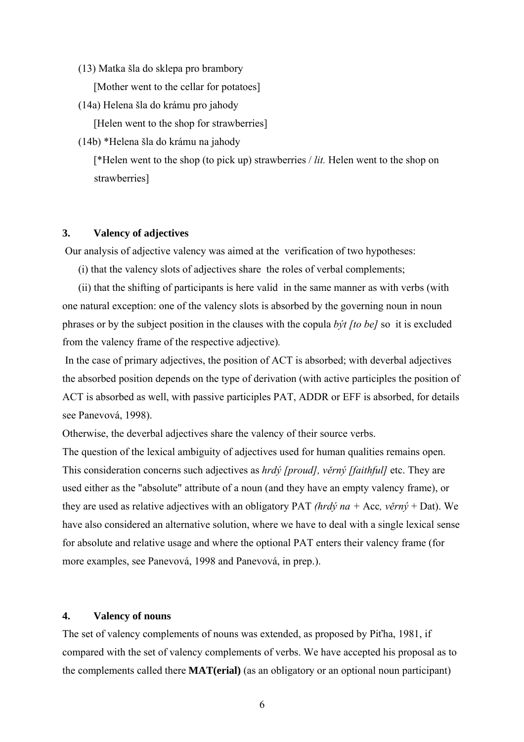(13) Matka šla do sklepa pro brambory

[Mother went to the cellar for potatoes]

(14a) Helena šla do krámu pro jahody

[Helen went to the shop for strawberries]

(14b) *Helena šla do krámu na jahody

[*Helen went to the shop (to pick up) strawberries / *lit.* Helen went to the shop on strawberries]

## 3. Valency of adjectives

Our analysis of adjective valency was aimed at the verification of two hypotheses:

(i) that the valency slots of adjectives share the roles of verbal complements;

(ii) that the shifting of participants is here valid in the same manner as with verbs (with one natural exception: one of the valency slots is absorbed by the governing noun in noun phrases or by the subject position in the clauses with the copula *být [to be]* so it is excluded from the valency frame of the respective adjective).

In the case of primary adjectives, the position of ACT is absorbed; with deverbal adjectives the absorbed position depends on the type of derivation (with active participles the position of ACT is absorbed as well, with passive participles PAT, ADDR or EFF is absorbed, for details see Panevová, 1998).

Otherwise, the deverbal adjectives share the valency of their source verbs.

The question of the lexical ambiguity of adjectives used for human qualities remains open. This consideration concerns such adjectives as *hrdý [proud], věrný [faithful]* etc. They are used either as the "absolute" attribute of a noun (and they have an empty valency frame), or they are used as relative adjectives with an obligatory PAT *(hrdý na* + Acc*, věrný* + Dat). We have also considered an alternative solution, where we have to deal with a single lexical sense for absolute and relative usage and where the optional PAT enters their valency frame (for more examples, see Panevová, 1998 and Panevová, in prep.).

## 4. Valency of nouns

The set of valency complements of nouns was extended, as proposed by Piťha, 1981, if compared with the set of valency complements of verbs. We have accepted his proposal as to the complements called there **MAT(erial)** (as an obligatory or an optional noun participant)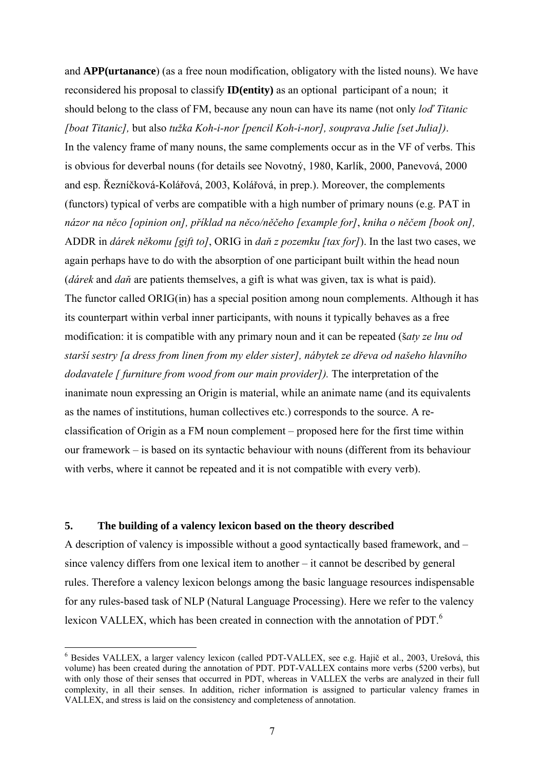and **APP(urtanance**) (as a free noun modification, obligatory with the listed nouns). We have reconsidered his proposal to classify **ID(entity)** as an optional participant of a noun; it should belong to the class of FM, because any noun can have its name (not only *loď Titanic [boat Titanic],* but also *tužka Koh-i-nor [pencil Koh-i-nor], souprava Julie [set Julia])*.

In the valency frame of many nouns, the same complements occur as in the VF of verbs. This is obvious for deverbal nouns (for details see Novotný, 1980, Karlík, 2000, Panevová, 2000 and esp. Řezníčková-Kolářová, 2003, Kolářová, in prep.). Moreover, the complements (functors) typical of verbs are compatible with a high number of primary nouns (e.g. PAT in *názor na něco [opinion on], příklad na něco/něčeho [example for]*, *kniha o něčem [book on],* ADDR in *dárek někomu [gift to]*, ORIG in *daň z pozemku [tax for]*). In the last two cases, we again perhaps have to do with the absorption of one participant built within the head noun (*dárek* and *daň* are patients themselves, a gift is what was given, tax is what is paid).

The functor called ORIG(in) has a special position among noun complements. Although it has its counterpart within verbal inner participants, with nouns it typically behaves as a free modification: it is compatible with any primary noun and it can be repeated (š*aty ze lnu od starší sestry [a dress from linen from my elder sister], nábytek ze dřeva od našeho hlavního dodavatele [ furniture from wood from our main provider]).* The interpretation of the inanimate noun expressing an Origin is material, while an animate name (and its equivalents as the names of institutions, human collectives etc.) corresponds to the source. A re-classification of Origin as a FM noun complement – proposed here for the first time within our framework – is based on its syntactic behaviour with nouns (different from its behaviour with verbs, where it cannot be repeated and it is not compatible with every verb).

## 5. The building of a valency lexicon based on the theory described

A description of valency is impossible without a good syntactically based framework, and – since valency differs from one lexical item to another – it cannot be described by general rules. Therefore a valency lexicon belongs among the basic language resources indispensable for any rules-based task of NLP (Natural Language Processing). Here we refer to the valency lexicon VALLEX, which has been created in connection with the annotation of PDT.[6]

[6] Besides VALLEX, a larger valency lexicon (called PDT-VALLEX, see e.g. Hajič et al., 2003, Urešová, this volume) has been created during the annotation of PDT. PDT-VALLEX contains more verbs (5200 verbs), but with only those of their senses that occurred in PDT, whereas in VALLEX the verbs are analyzed in their full complexity, in all their senses. In addition, richer information is assigned to particular valency frames in VALLEX, and stress is laid on the consistency and completeness of annotation.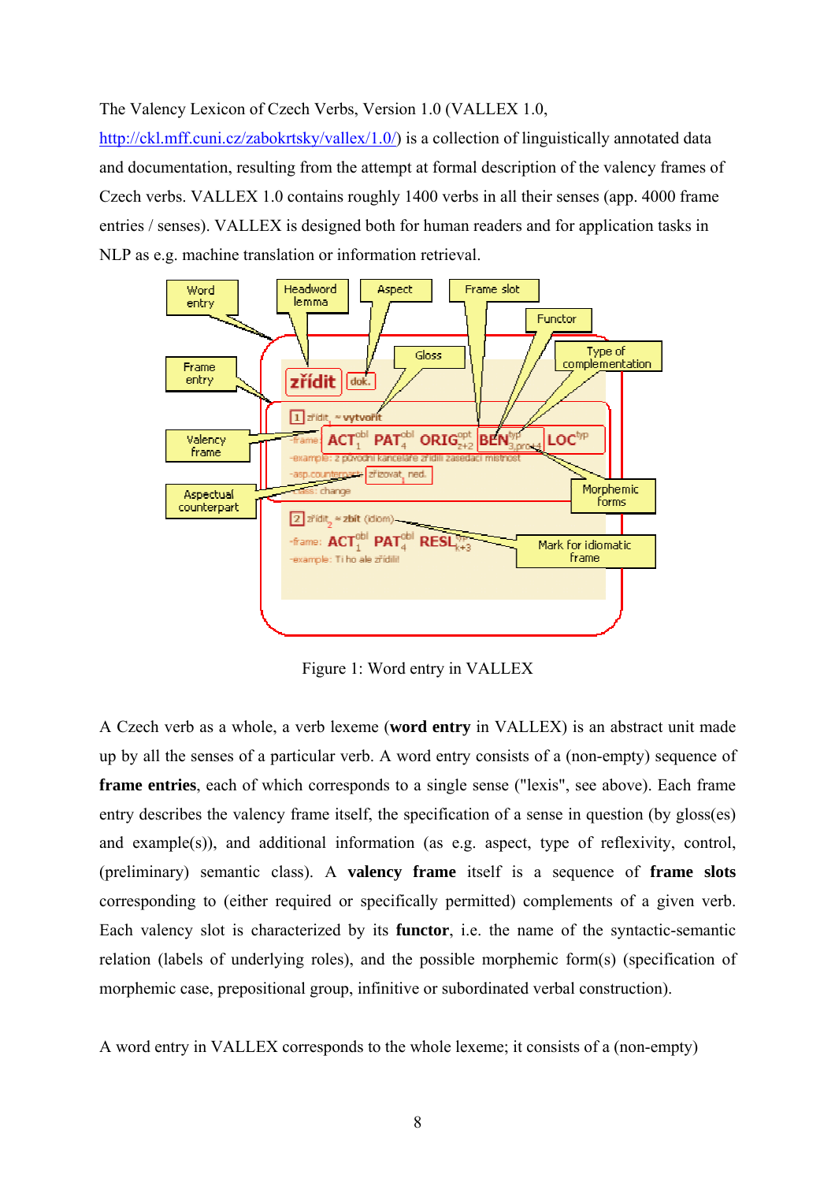The Valency Lexicon of Czech Verbs, Version 1.0 (VALLEX 1.0, http://ckl.mff.cuni.cz/zabokrtsky/vallex/1.0/) is a collection of linguistically annotated data and documentation, resulting from the attempt at formal description of the valency frames of Czech verbs. VALLEX 1.0 contains roughly 1400 verbs in all their senses (app. 4000 frame entries / senses). VALLEX is designed both for human readers and for application tasks in NLP as e.g. machine translation or information retrieval.

Figure 1: Word entry in VALLEX

A Czech verb as a whole, a verb lexeme (**word entry** in VALLEX) is an abstract unit made up by all the senses of a particular verb. A word entry consists of a (non-empty) sequence of **frame entries**, each of which corresponds to a single sense ("lexis", see above). Each frame entry describes the valency frame itself, the specification of a sense in question (by gloss(es) and example(s)), and additional information (as e.g. aspect, type of reflexivity, control, (preliminary) semantic class). A **valency frame** itself is a sequence of **frame slots** corresponding to (either required or specifically permitted) complements of a given verb. Each valency slot is characterized by its **functor**, i.e. the name of the syntactic-semantic relation (labels of underlying roles), and the possible morphemic form(s) (specification of morphemic case, prepositional group, infinitive or subordinated verbal construction).

A word entry in VALLEX corresponds to the whole lexeme; it consists of a (non-empty)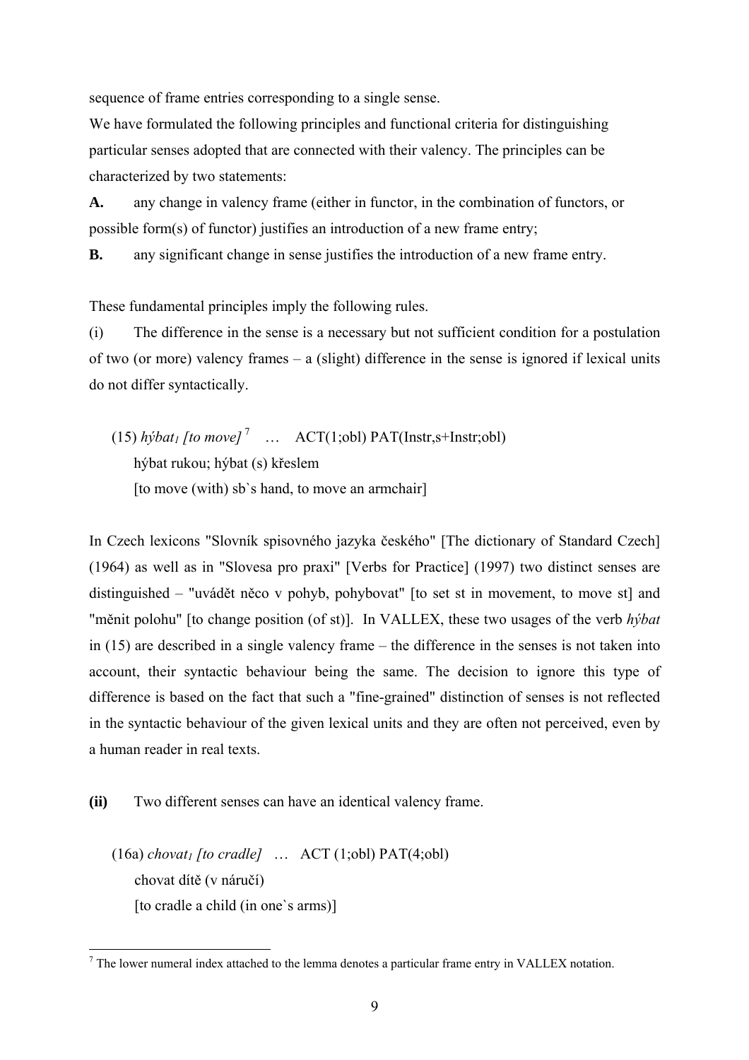sequence of frame entries corresponding to a single sense.

We have formulated the following principles and functional criteria for distinguishing particular senses adopted that are connected with their valency. The principles can be characterized by two statements:

**A.** any change in valency frame (either in functor, in the combination of functors, or possible form(s) of functor) justifies an introduction of a new frame entry;

**B.** any significant change in sense justifies the introduction of a new frame entry.

These fundamental principles imply the following rules.

(i) The difference in the sense is a necessary but not sufficient condition for a postulation of two (or more) valency frames – a (slight) difference in the sense is ignored if lexical units do not differ syntactically.

(15) *hýbat$_1$ [to move]* [7] … ACT(1;obl) PAT(Instr,s+Instr;obl)
hýbat rukou; hýbat (s) křeslem
[to move (with) sb`s hand, to move an armchair]

In Czech lexicons "Slovník spisovného jazyka českého" [The dictionary of Standard Czech] (1964) as well as in "Slovesa pro praxi" [Verbs for Practice] (1997) two distinct senses are distinguished – "uvádět něco v pohyb, pohybovat" [to set st in movement, to move st] and "měnit polohu" [to change position (of st)]. In VALLEX, these two usages of the verb *hýbat* in (15) are described in a single valency frame – the difference in the senses is not taken into account, their syntactic behaviour being the same. The decision to ignore this type of difference is based on the fact that such a "fine-grained" distinction of senses is not reflected in the syntactic behaviour of the given lexical units and they are often not perceived, even by a human reader in real texts.

**(ii)** Two different senses can have an identical valency frame.

(16a) *chovat$_1$ [to cradle]* … ACT (1;obl) PAT(4;obl)
chovat dítě (v náručí)
[to cradle a child (in one`s arms)]

[7] The lower numeral index attached to the lemma denotes a particular frame entry in VALLEX notation.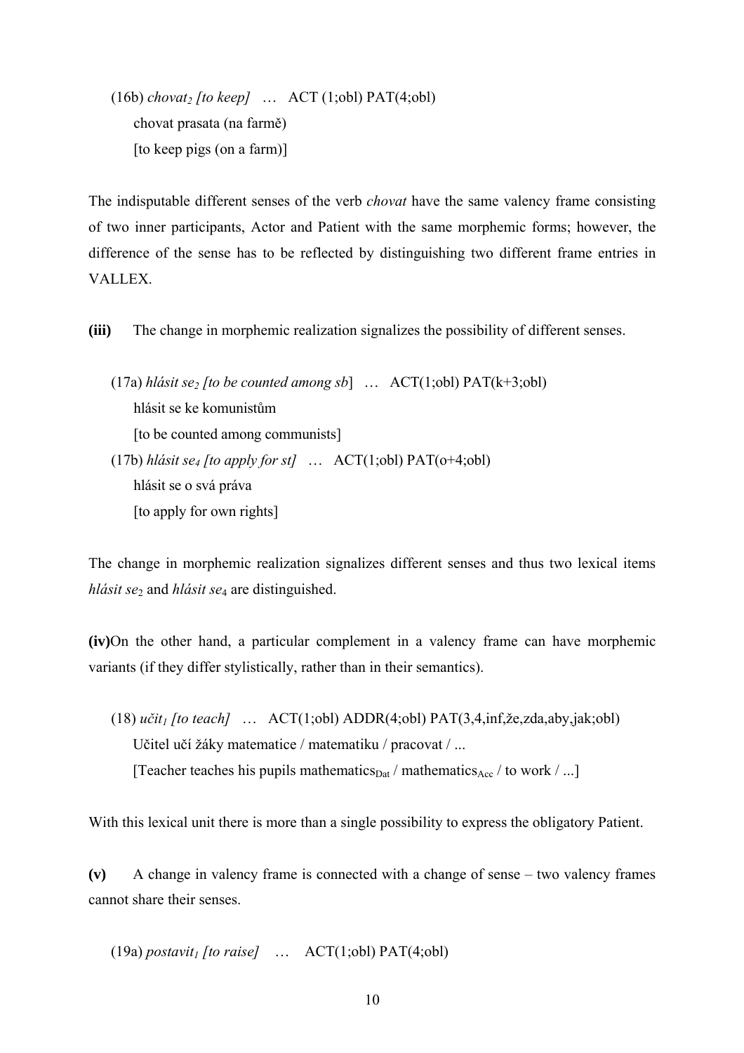(16b) *chovat₂ [to keep]* … ACT (1;obl) PAT(4;obl)

chovat prasata (na farmě)

[to keep pigs (on a farm)]

The indisputable different senses of the verb *chovat* have the same valency frame consisting of two inner participants, Actor and Patient with the same morphemic forms; however, the difference of the sense has to be reflected by distinguishing two different frame entries in VALLEX.

**(iii)** The change in morphemic realization signalizes the possibility of different senses.

(17a) *hlásit se$_2$ [to be counted among sb*] … ACT(1;obl) PAT(k+3;obl)

hlásit se ke komunistům

[to be counted among communists]

(17b) *hlásit se$_4$ [to apply for st]* … ACT(1;obl) PAT(o+4;obl)

hlásit se o svá práva

[to apply for own rights]

The change in morphemic realization signalizes different senses and thus two lexical items *hlásit se*$_2$ and *hlásit se*$_4$ are distinguished.

**(iv)** On the other hand, a particular complement in a valency frame can have morphemic variants (if they differ stylistically, rather than in their semantics).

(18) *učit$_1$ [to teach]* … ACT(1;obl) ADDR(4;obl) PAT(3,4,inf,že,zda,aby,jak;obl)

Učitel učí žáky matematice / matematiku / pracovat / ...

[Teacher teaches his pupils mathematics$_{Dat}$ / mathematics$_{Acc}$ / to work / ...]

With this lexical unit there is more than a single possibility to express the obligatory Patient.

**(v)** A change in valency frame is connected with a change of sense – two valency frames cannot share their senses.

(19a) *postavit$_1$ [to raise]* … ACT(1;obl) PAT(4;obl)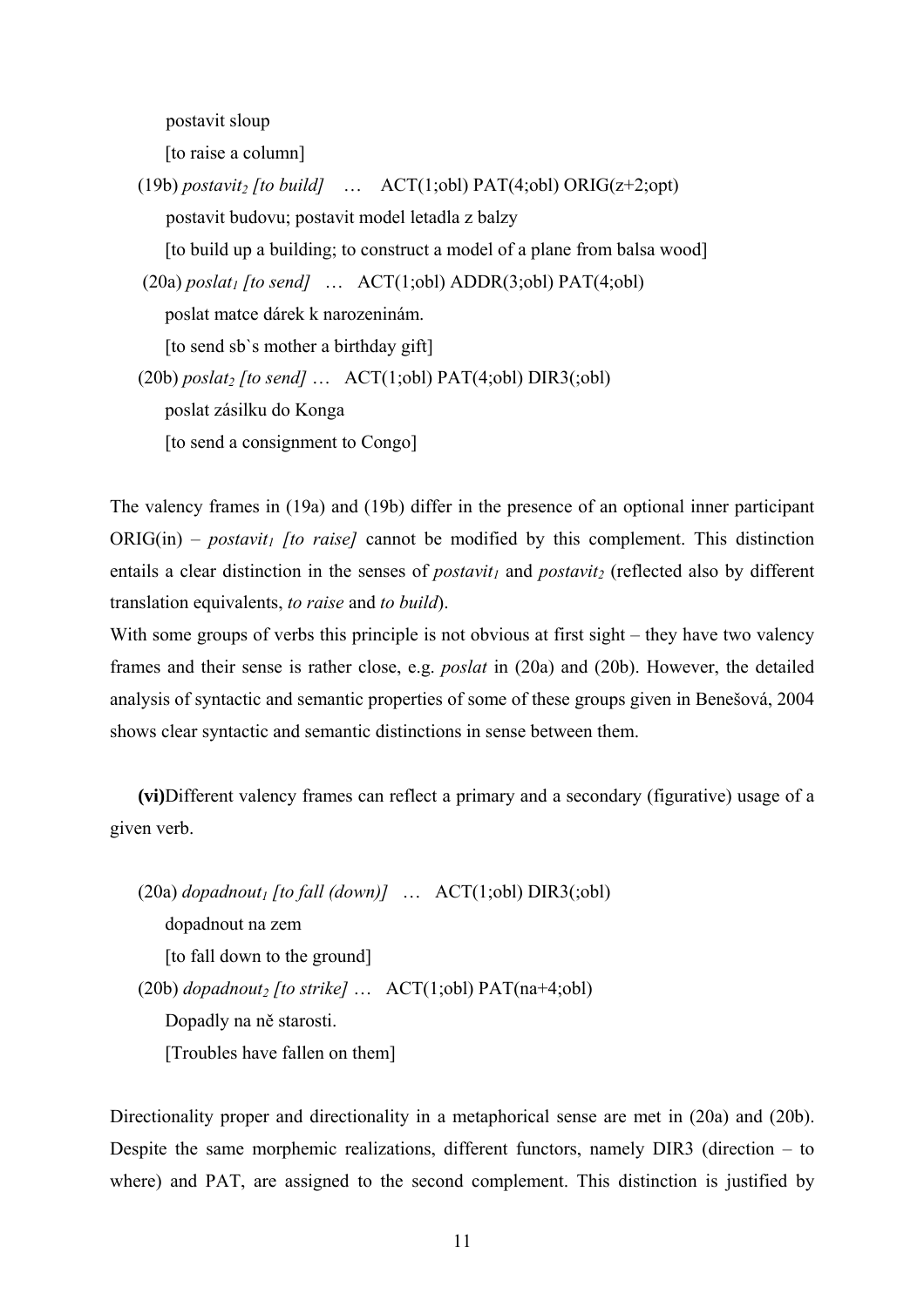postavit sloup

[to raise a column]

(19b) *postavit$_2$ [to build]* … ACT(1;obl) PAT(4;obl) ORIG(z+2;opt)

postavit budovu; postavit model letadla z balzy

[to build up a building; to construct a model of a plane from balsa wood]

(20a) *poslat$_1$ [to send]* … ACT(1;obl) ADDR(3;obl) PAT(4;obl)

poslat matce dárek k narozeninám.

[to send sb`s mother a birthday gift]

(20b) *poslat$_2$ [to send]* … ACT(1;obl) PAT(4;obl) DIR3(;obl)

poslat zásilku do Konga

[to send a consignment to Congo]

The valency frames in (19a) and (19b) differ in the presence of an optional inner participant ORIG(in) – *postavit$_1$ [to raise]* cannot be modified by this complement. This distinction entails a clear distinction in the senses of *postavit$_1$* and *postavit$_2$* (reflected also by different translation equivalents, *to raise* and *to build*).

With some groups of verbs this principle is not obvious at first sight – they have two valency frames and their sense is rather close, e.g. *poslat* in (20a) and (20b). However, the detailed analysis of syntactic and semantic properties of some of these groups given in Benešová, 2004 shows clear syntactic and semantic distinctions in sense between them.

**(vi)**Different valency frames can reflect a primary and a secondary (figurative) usage of a given verb.

(20a) *dopadnout$_1$ [to fall (down)]* … ACT(1;obl) DIR3(;obl)

dopadnout na zem

[to fall down to the ground]

(20b) *dopadnout$_2$ [to strike]* … ACT(1;obl) PAT(na+4;obl)

Dopadly na ně starosti.

[Troubles have fallen on them]

Directionality proper and directionality in a metaphorical sense are met in (20a) and (20b). Despite the same morphemic realizations, different functors, namely DIR3 (direction – to where) and PAT, are assigned to the second complement. This distinction is justified by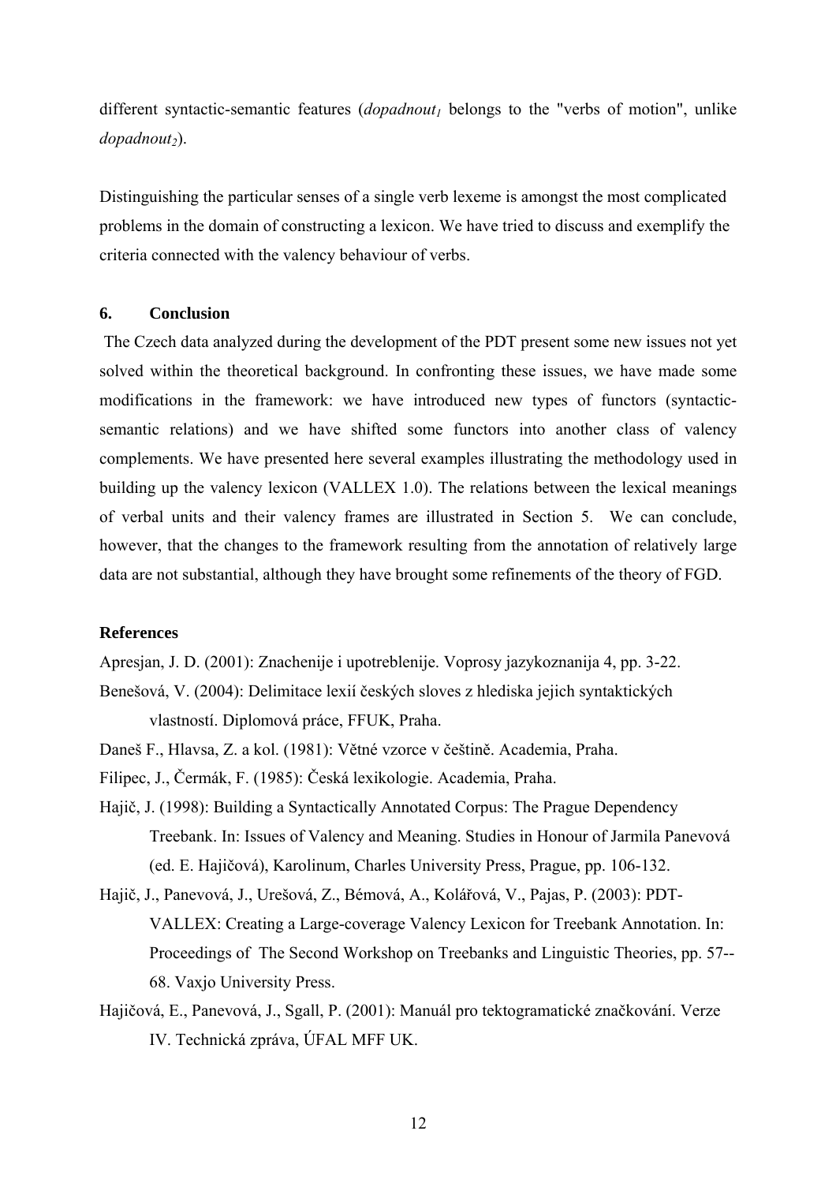different syntactic-semantic features (*dopadnout$_1$* belongs to the "verbs of motion", unlike *dopadnout$_2$*).

Distinguishing the particular senses of a single verb lexeme is amongst the most complicated problems in the domain of constructing a lexicon. We have tried to discuss and exemplify the criteria connected with the valency behaviour of verbs.

## 6. Conclusion

The Czech data analyzed during the development of the PDT present some new issues not yet solved within the theoretical background. In confronting these issues, we have made some modifications in the framework: we have introduced new types of functors (syntactic-semantic relations) and we have shifted some functors into another class of valency complements. We have presented here several examples illustrating the methodology used in building up the valency lexicon (VALLEX 1.0). The relations between the lexical meanings of verbal units and their valency frames are illustrated in Section 5. We can conclude, however, that the changes to the framework resulting from the annotation of relatively large data are not substantial, although they have brought some refinements of the theory of FGD.

## References

Apresjan, J. D. (2001): Znachenije i upotreblenije. Voprosy jazykoznanija 4, pp. 3-22.

Benešová, V. (2004): Delimitace lexií českých sloves z hlediska jejich syntaktických vlastností. Diplomová práce, FFUK, Praha.

Daneš F., Hlavsa, Z. a kol. (1981): Větné vzorce v češtině. Academia, Praha.

Filipec, J., Čermák, F. (1985): Česká lexikologie. Academia, Praha.

Hajič, J. (1998): Building a Syntactically Annotated Corpus: The Prague Dependency Treebank. In: Issues of Valency and Meaning. Studies in Honour of Jarmila Panevová (ed. E. Hajičová), Karolinum, Charles University Press, Prague, pp. 106-132.

Hajič, J., Panevová, J., Urešová, Z., Bémová, A., Kolářová, V., Pajas, P. (2003): PDT-VALLEX: Creating a Large-coverage Valency Lexicon for Treebank Annotation. In: Proceedings of The Second Workshop on Treebanks and Linguistic Theories, pp. 57--68. Vaxjo University Press.

Hajičová, E., Panevová, J., Sgall, P. (2001): Manuál pro tektogramatické značkování. Verze IV. Technická zpráva, ÚFAL MFF UK.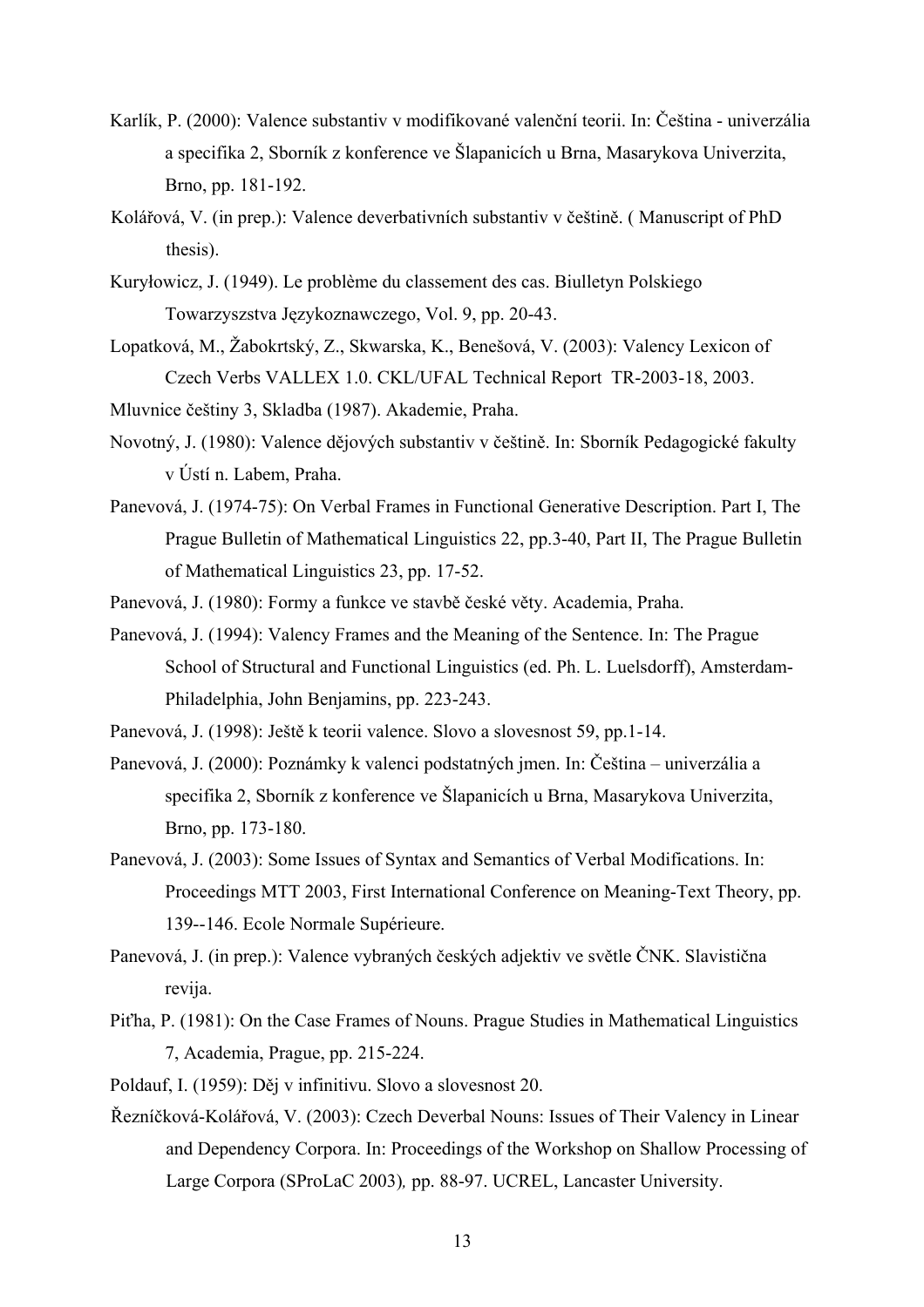Karlík, P. (2000): Valence substantiv v modifikované valenční teorii. In: Čeština - univerzália a specifika 2, Sborník z konference ve Šlapanicích u Brna, Masarykova Univerzita, Brno, pp. 181-192.

Kolářová, V. (in prep.): Valence deverbativních substantiv v češtině. ( Manuscript of PhD thesis).

Kuryłowicz, J. (1949). Le problème du classement des cas. Biulletyn Polskiego Towarzyszstwa Językoznawczego, Vol. 9, pp. 20-43.

Lopatková, M., Žabokrtský, Z., Skwarska, K., Benešová, V. (2003): Valency Lexicon of Czech Verbs VALLEX 1.0. CKL/UFAL Technical Report TR-2003-18, 2003.

Mluvnice češtiny 3, Skladba (1987). Akademie, Praha.

Novotný, J. (1980): Valence dějových substantiv v češtině. In: Sborník Pedagogické fakulty v Ústí n. Labem, Praha.

Panevová, J. (1974-75): On Verbal Frames in Functional Generative Description. Part I, The Prague Bulletin of Mathematical Linguistics 22, pp.3-40, Part II, The Prague Bulletin of Mathematical Linguistics 23, pp. 17-52.

Panevová, J. (1980): Formy a funkce ve stavbě české věty. Academia, Praha.

Panevová, J. (1994): Valency Frames and the Meaning of the Sentence. In: The Prague School of Structural and Functional Linguistics (ed. Ph. L. Luelsdorff), Amsterdam-Philadelphia, John Benjamins, pp. 223-243.

Panevová, J. (1998): Ještě k teorii valence. Slovo a slovesnost 59, pp.1-14.

Panevová, J. (2000): Poznámky k valenci podstatných jmen. In: Čeština – univerzália a specifika 2, Sborník z konference ve Šlapanicích u Brna, Masarykova Univerzita, Brno, pp. 173-180.

Panevová, J. (2003): Some Issues of Syntax and Semantics of Verbal Modifications. In: Proceedings MTT 2003, First International Conference on Meaning-Text Theory, pp. 139--146. Ecole Normale Supérieure.

Panevová, J. (in prep.): Valence vybraných českých adjektiv ve světle ČNK. Slavistična revija.

Piťha, P. (1981): On the Case Frames of Nouns. Prague Studies in Mathematical Linguistics 7, Academia, Prague, pp. 215-224.

Poldauf, I. (1959): Děj v infinitivu. Slovo a slovesnost 20.

Řezníčková-Kolářová, V. (2003): Czech Deverbal Nouns: Issues of Their Valency in Linear and Dependency Corpora. In: Proceedings of the Workshop on Shallow Processing of Large Corpora (SProLaC 2003)*,* pp. 88-97. UCREL, Lancaster University.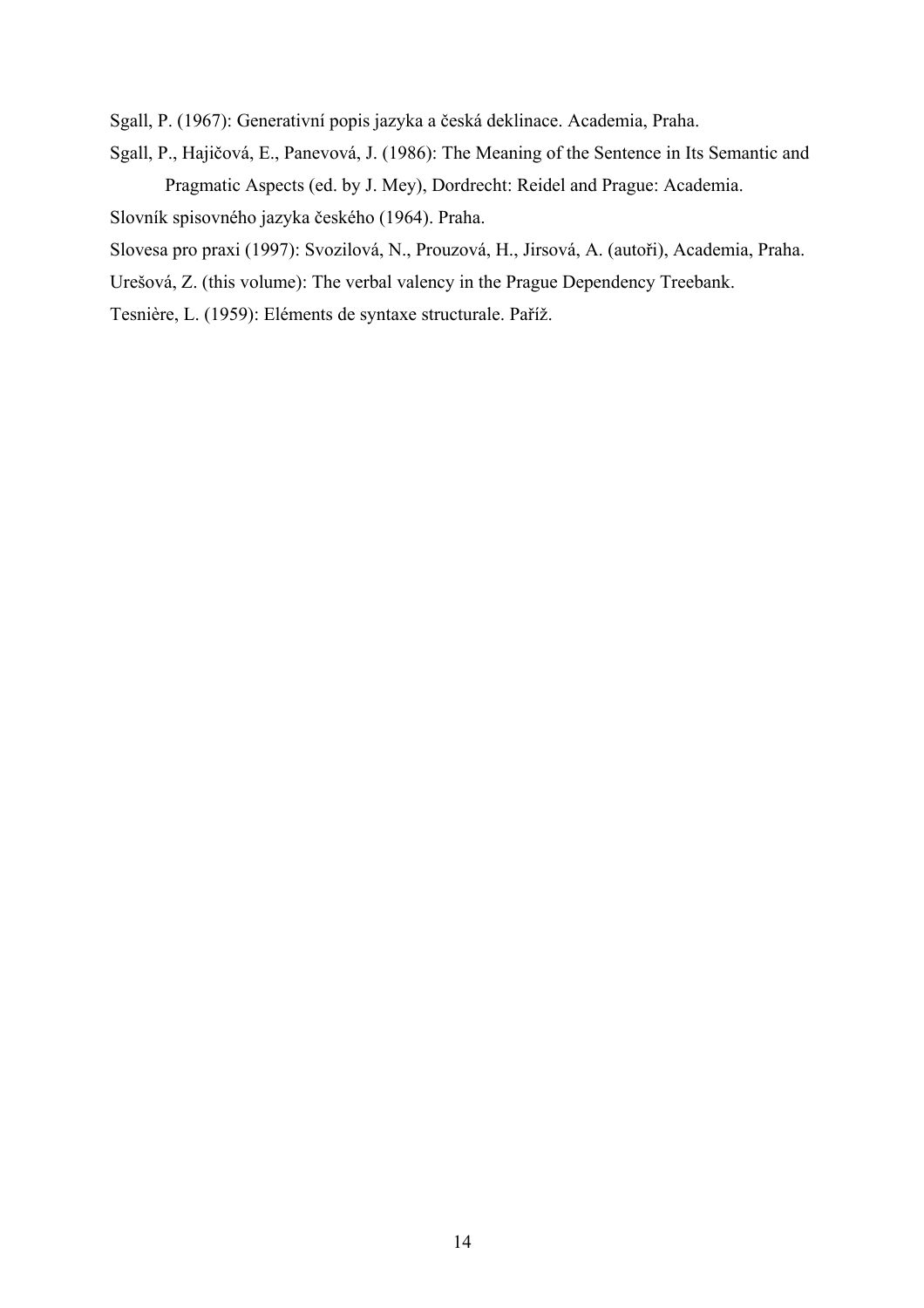Sgall, P. (1967): Generativní popis jazyka a česká deklinace. Academia, Praha.

Sgall, P., Hajičová, E., Panevová, J. (1986): The Meaning of the Sentence in Its Semantic and Pragmatic Aspects (ed. by J. Mey), Dordrecht: Reidel and Prague: Academia.

Slovník spisovného jazyka českého (1964). Praha.

Slovesa pro praxi (1997): Svozilová, N., Prouzová, H., Jirsová, A. (autoři), Academia, Praha.

Urešová, Z. (this volume): The verbal valency in the Prague Dependency Treebank.

Tesnière, L. (1959): Eléments de syntaxe structurale. Paříž.